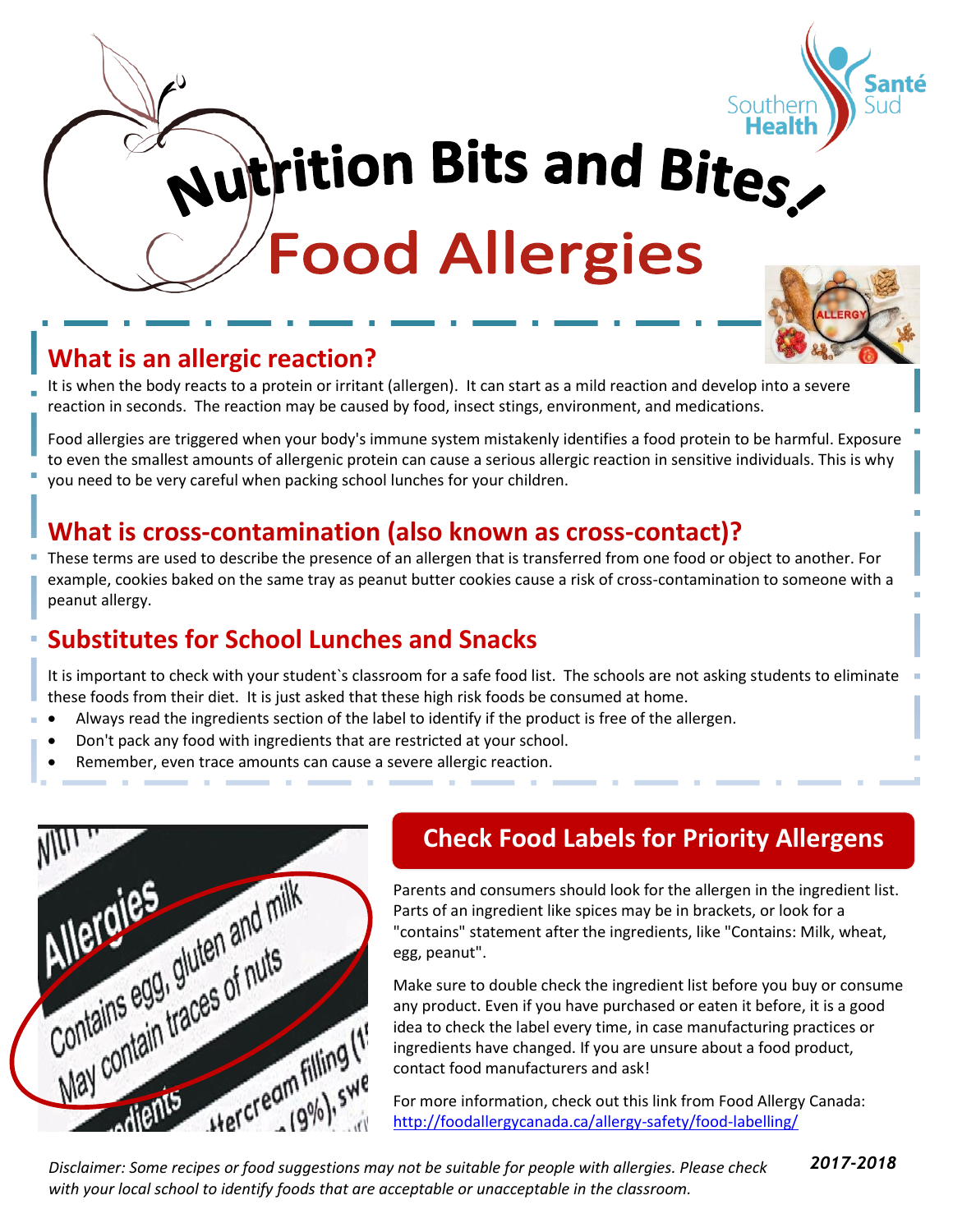# Nutrition Bits and Bites!

# Food Allergies

## What is an allergic reaction?

It is when the body reacts to a protein or irritant (allergen). It can start as a mild reaction and develop into a severe reaction in seconds. The reaction may be caused by food, insect stings, environment, and medications.

Food allergies are triggered when your body's immune system mistakenly identifies a food protein to be harmful. Exposure to even the smallest amounts of allergenic protein can cause a serious allergic reaction in sensitive individuals. This is why you need to be very careful when packing school lunches for your children.

## What is cross-contamination (also known as cross-contact)?

These terms are used to describe the presence of an allergen that is transferred from one food or object to another. For example, cookies baked on the same tray as peanut butter cookies cause a risk of cross-contamination to someone with a peanut allergy.

## Substitutes for School Lunches and Snacks

It is important to check with your student`s classroom for a safe food list. The schools are not asking students to eliminate these foods from their diet. It is just asked that these high risk foods be consumed at home.

- Always read the ingredients section of the label to identify if the product is free of the allergen.
- Don't pack any food with ingredients that are restricted at your school.
- Remember, even trace amounts can cause a severe allergic reaction.

## Check Food Labels for Priority Allergens

Parents and consumers should look for the allergen in the ingredient list. Parts of an ingredient like spices may be in brackets, or look for a "contains" statement after the ingredients, like "Contains: Milk, wheat, egg, peanut".

Make sure to double check the ingredient list before you buy or consume any product. Even if you have purchased or eaten it before, it is a good idea to check the label every time, in case manufacturing practices or ingredients have changed. If you are unsure about a food product, contact food manufacturers and ask!

For more information, check out this link from Food Allergy Canada: http://foodallergycanada.ca/allergy-safety/food-labelling/

*Disclaimer: Some recipes or food suggestions may not be suitable for people with allergies. Please check with your local school to identify foods that are acceptable or unacceptable in the classroom.*

***2017-2018***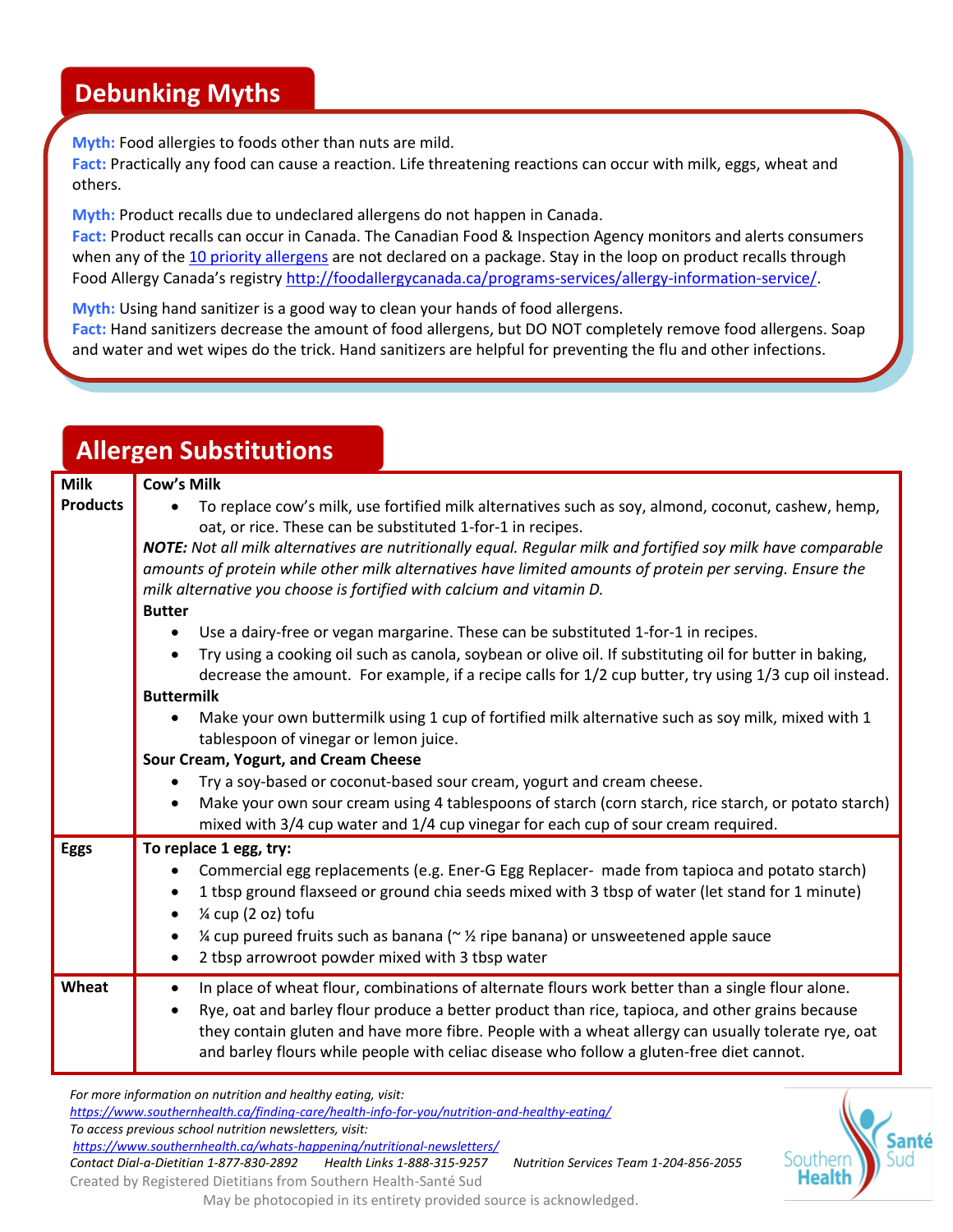## Debunking Myths

**Myth:** Food allergies to foods other than nuts are mild.
**Fact:** Practically any food can cause a reaction. Life threatening reactions can occur with milk, eggs, wheat and others.

**Myth:** Product recalls due to undeclared allergens do not happen in Canada.
**Fact:** Product recalls can occur in Canada. The Canadian Food & Inspection Agency monitors and alerts consumers when any of the 10 priority allergens are not declared on a package. Stay in the loop on product recalls through Food Allergy Canada's registry http://foodallergycanada.ca/programs-services/allergy-information-service/.

**Myth:** Using hand sanitizer is a good way to clean your hands of food allergens.
**Fact:** Hand sanitizers decrease the amount of food allergens, but DO NOT completely remove food allergens. Soap and water and wet wipes do the trick. Hand sanitizers are helpful for preventing the flu and other infections.

## Allergen Substitutions

| | |
|---|---|
| **Milk Products** | **Cow's Milk**<br>• To replace cow's milk, use fortified milk alternatives such as soy, almond, coconut, cashew, hemp, oat, or rice. These can be substituted 1-for-1 in recipes.<br>***NOTE:*** *Not all milk alternatives are nutritionally equal. Regular milk and fortified soy milk have comparable amounts of protein while other milk alternatives have limited amounts of protein per serving. Ensure the milk alternative you choose is fortified with calcium and vitamin D.*<br>**Butter**<br>• Use a dairy-free or vegan margarine. These can be substituted 1-for-1 in recipes.<br>• Try using a cooking oil such as canola, soybean or olive oil. If substituting oil for butter in baking, decrease the amount. For example, if a recipe calls for 1/2 cup butter, try using 1/3 cup oil instead.<br>**Buttermilk**<br>• Make your own buttermilk using 1 cup of fortified milk alternative such as soy milk, mixed with 1 tablespoon of vinegar or lemon juice.<br>**Sour Cream, Yogurt, and Cream Cheese**<br>• Try a soy-based or coconut-based sour cream, yogurt and cream cheese.<br>• Make your own sour cream using 4 tablespoons of starch (corn starch, rice starch, or potato starch) mixed with 3/4 cup water and 1/4 cup vinegar for each cup of sour cream required. |
| **Eggs** | **To replace 1 egg, try:**<br>• Commercial egg replacements (e.g. Ener-G Egg Replacer- made from tapioca and potato starch)<br>• 1 tbsp ground flaxseed or ground chia seeds mixed with 3 tbsp of water (let stand for 1 minute)<br>• ¼ cup (2 oz) tofu<br>• ¼ cup pureed fruits such as banana (~ ½ ripe banana) or unsweetened apple sauce<br>• 2 tbsp arrowroot powder mixed with 3 tbsp water |
| **Wheat** | • In place of wheat flour, combinations of alternate flours work better than a single flour alone.<br>• Rye, oat and barley flour produce a better product than rice, tapioca, and other grains because they contain gluten and have more fibre. People with a wheat allergy can usually tolerate rye, oat and barley flours while people with celiac disease who follow a gluten-free diet cannot. |

*For more information on nutrition and healthy eating, visit:*
*https://www.southernhealth.ca/finding-care/health-info-for-you/nutrition-and-healthy-eating/*
*To access previous school nutrition newsletters, visit:*
*https://www.southernhealth.ca/whats-happening/nutritional-newsletters/*
*Contact Dial-a-Dietitian 1-877-830-2892 Health Links 1-888-315-9257 Nutrition Services Team 1-204-856-2055*

Created by Registered Dietitians from Southern Health-Santé Sud

May be photocopied in its entirety provided source is acknowledged.